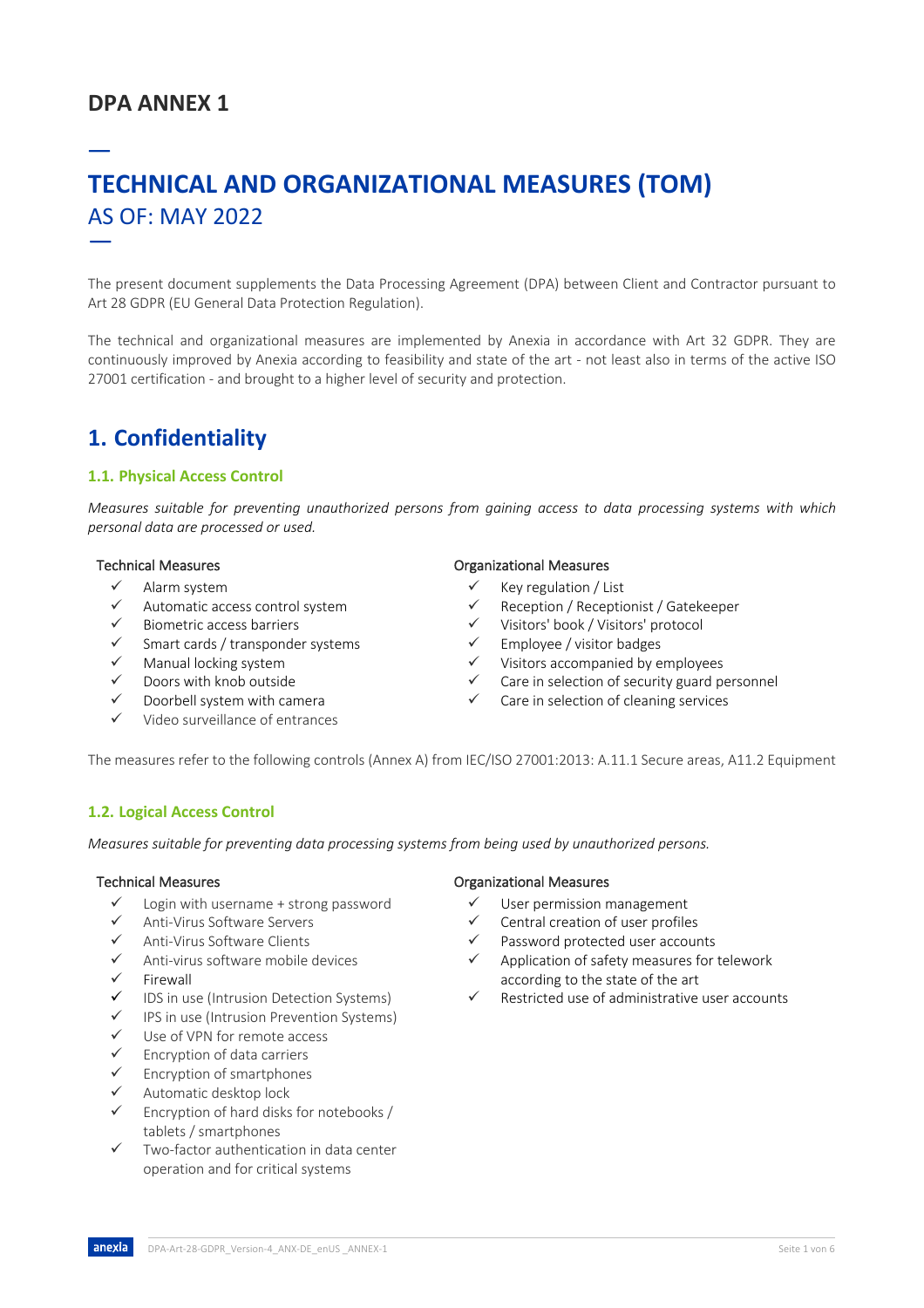# DPA ANNEX 1

# TECHNICAL AND ORGANIZATIONAL MEASURES (TOM)

## AS OF: MAY 2022

The present document supplements the Data Processing Agreement (DPA) between Client and Contractor pursuant to Art 28 GDPR (EU General Data Protection Regulation).

The technical and organizational measures are implemented by Anexia in accordance with Art 32 GDPR. They are continuously improved by Anexia according to feasibility and state of the art - not least also in terms of the active ISO 27001 certification - and brought to a higher level of security and protection.

## 1. Confidentiality

### 1.1. Physical Access Control

*Measures suitable for preventing unauthorized persons from gaining access to data processing systems with which personal data are processed or used.*

Technical Measures

- ✓ Alarm system
- ✓ Automatic access control system
- ✓ Biometric access barriers
- ✓ Smart cards / transponder systems
- ✓ Manual locking system
- ✓ Doors with knob outside
- ✓ Doorbell system with camera
- ✓ Video surveillance of entrances

Organizational Measures

- ✓ Key regulation / List
- ✓ Reception / Receptionist / Gatekeeper
- ✓ Visitors' book / Visitors' protocol
- ✓ Employee / visitor badges
- ✓ Visitors accompanied by employees
- ✓ Care in selection of security guard personnel
- ✓ Care in selection of cleaning services

The measures refer to the following controls (Annex A) from IEC/ISO 27001:2013: A.11.1 Secure areas, A11.2 Equipment

### 1.2. Logical Access Control

*Measures suitable for preventing data processing systems from being used by unauthorized persons.*

Technical Measures

- ✓ Login with username + strong password
- ✓ Anti-Virus Software Servers
- ✓ Anti-Virus Software Clients
- ✓ Anti-virus software mobile devices
- ✓ Firewall
- ✓ IDS in use (Intrusion Detection Systems)
- ✓ IPS in use (Intrusion Prevention Systems)
- ✓ Use of VPN for remote access
- ✓ Encryption of data carriers
- ✓ Encryption of smartphones
- ✓ Automatic desktop lock
- ✓ Encryption of hard disks for notebooks / tablets / smartphones
- ✓ Two-factor authentication in data center operation and for critical systems

Organizational Measures

- ✓ User permission management
- ✓ Central creation of user profiles
- ✓ Password protected user accounts
- ✓ Application of safety measures for telework according to the state of the art
- ✓ Restricted use of administrative user accounts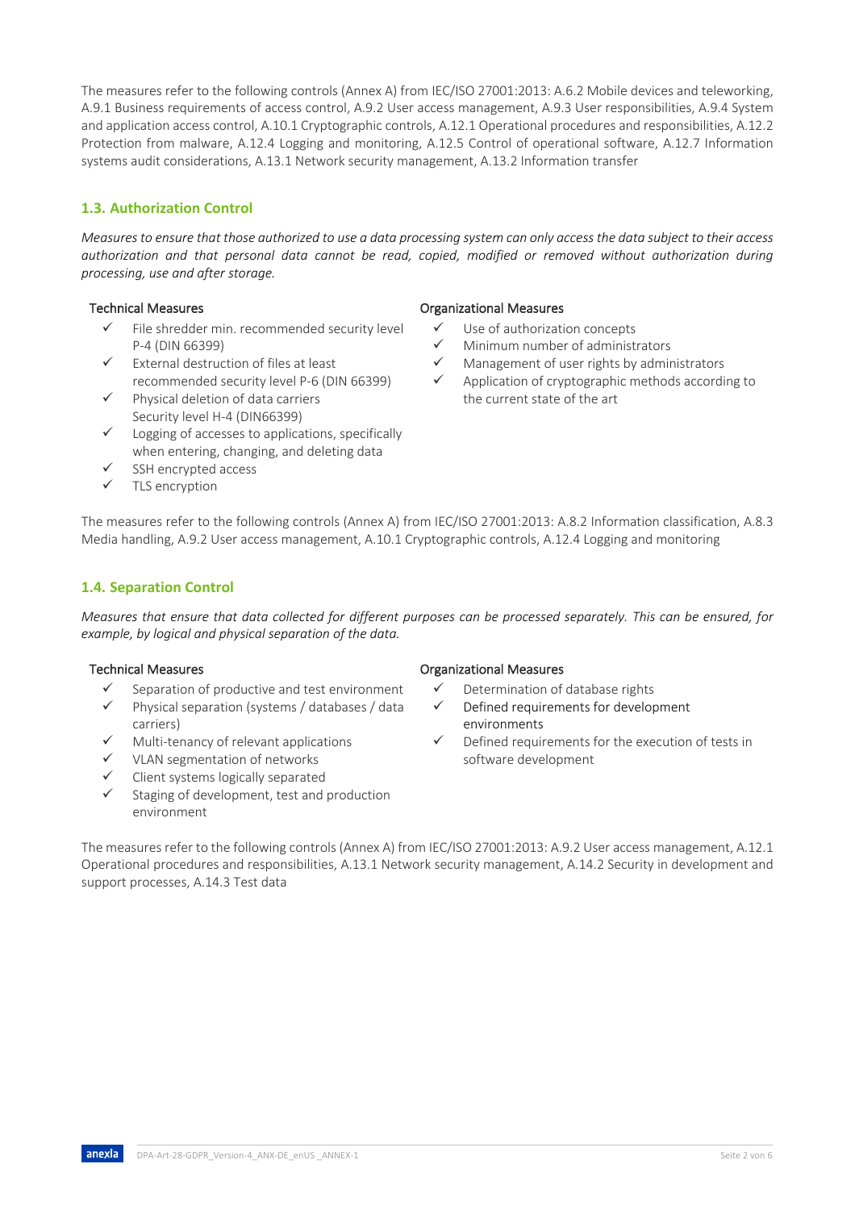The measures refer to the following controls (Annex A) from IEC/ISO 27001:2013: A.6.2 Mobile devices and teleworking, A.9.1 Business requirements of access control, A.9.2 User access management, A.9.3 User responsibilities, A.9.4 System and application access control, A.10.1 Cryptographic controls, A.12.1 Operational procedures and responsibilities, A.12.2 Protection from malware, A.12.4 Logging and monitoring, A.12.5 Control of operational software, A.12.7 Information systems audit considerations, A.13.1 Network security management, A.13.2 Information transfer

### 1.3. Authorization Control

*Measures to ensure that those authorized to use a data processing system can only access the data subject to their access authorization and that personal data cannot be read, copied, modified or removed without authorization during processing, use and after storage.*

**Technical Measures**

- ✓ File shredder min. recommended security level P-4 (DIN 66399)
- ✓ External destruction of files at least recommended security level P-6 (DIN 66399)
- ✓ Physical deletion of data carriers Security level H-4 (DIN66399)
- ✓ Logging of accesses to applications, specifically when entering, changing, and deleting data
- ✓ SSH encrypted access
- ✓ TLS encryption

**Organizational Measures**

- ✓ Use of authorization concepts
- ✓ Minimum number of administrators
- ✓ Management of user rights by administrators
- ✓ Application of cryptographic methods according to the current state of the art

The measures refer to the following controls (Annex A) from IEC/ISO 27001:2013: A.8.2 Information classification, A.8.3 Media handling, A.9.2 User access management, A.10.1 Cryptographic controls, A.12.4 Logging and monitoring

### 1.4. Separation Control

*Measures that ensure that data collected for different purposes can be processed separately. This can be ensured, for example, by logical and physical separation of the data.*

**Technical Measures**

- ✓ Separation of productive and test environment
- ✓ Physical separation (systems / databases / data carriers)
- ✓ Multi-tenancy of relevant applications
- ✓ VLAN segmentation of networks
- ✓ Client systems logically separated
- ✓ Staging of development, test and production environment

**Organizational Measures**

- ✓ Determination of database rights
- ✓ Defined requirements for development environments
- ✓ Defined requirements for the execution of tests in software development

The measures refer to the following controls (Annex A) from IEC/ISO 27001:2013: A.9.2 User access management, A.12.1 Operational procedures and responsibilities, A.13.1 Network security management, A.14.2 Security in development and support processes, A.14.3 Test data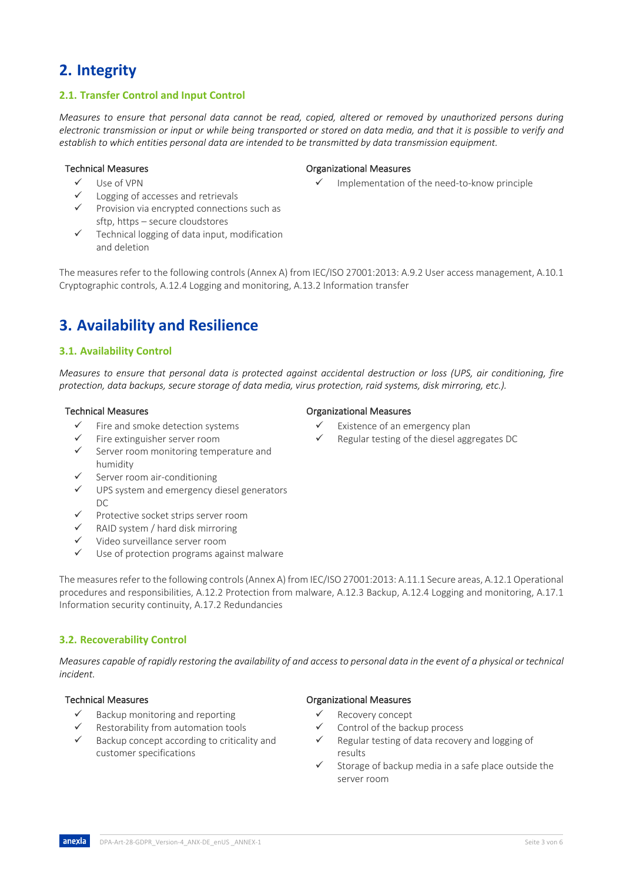## 2. Integrity

### 2.1. Transfer Control and Input Control

*Measures to ensure that personal data cannot be read, copied, altered or removed by unauthorized persons during electronic transmission or input or while being transported or stored on data media, and that it is possible to verify and establish to which entities personal data are intended to be transmitted by data transmission equipment.*

Technical Measures

- ✓ Use of VPN
- ✓ Logging of accesses and retrievals
- ✓ Provision via encrypted connections such as sftp, https – secure cloudstores
- ✓ Technical logging of data input, modification and deletion

Organizational Measures

- ✓ Implementation of the need-to-know principle

The measures refer to the following controls (Annex A) from IEC/ISO 27001:2013: A.9.2 User access management, A.10.1 Cryptographic controls, A.12.4 Logging and monitoring, A.13.2 Information transfer

## 3. Availability and Resilience

### 3.1. Availability Control

*Measures to ensure that personal data is protected against accidental destruction or loss (UPS, air conditioning, fire protection, data backups, secure storage of data media, virus protection, raid systems, disk mirroring, etc.).*

Technical Measures

- ✓ Fire and smoke detection systems
- ✓ Fire extinguisher server room
- ✓ Server room monitoring temperature and humidity
- ✓ Server room air-conditioning
- ✓ UPS system and emergency diesel generators DC
- ✓ Protective socket strips server room
- ✓ RAID system / hard disk mirroring
- ✓ Video surveillance server room
- ✓ Use of protection programs against malware

Organizational Measures

- ✓ Existence of an emergency plan
- ✓ Regular testing of the diesel aggregates DC

The measures refer to the following controls (Annex A) from IEC/ISO 27001:2013: A.11.1 Secure areas, A.12.1 Operational procedures and responsibilities, A.12.2 Protection from malware, A.12.3 Backup, A.12.4 Logging and monitoring, A.17.1 Information security continuity, A.17.2 Redundancies

### 3.2. Recoverability Control

*Measures capable of rapidly restoring the availability of and access to personal data in the event of a physical or technical incident.*

Technical Measures

- ✓ Backup monitoring and reporting
- ✓ Restorability from automation tools
- ✓ Backup concept according to criticality and customer specifications

Organizational Measures

- ✓ Recovery concept
- ✓ Control of the backup process
- ✓ Regular testing of data recovery and logging of results
- ✓ Storage of backup media in a safe place outside the server room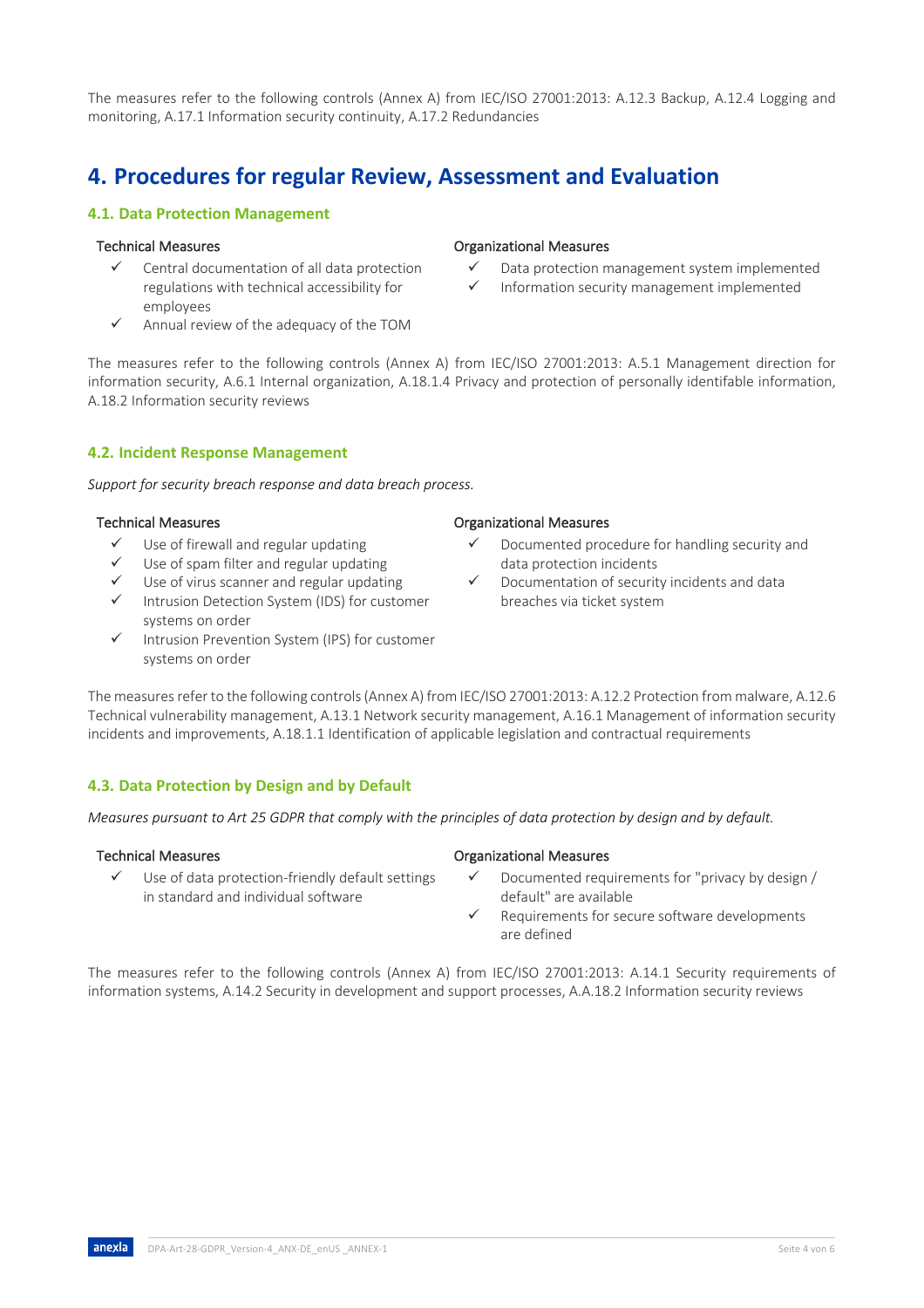The measures refer to the following controls (Annex A) from IEC/ISO 27001:2013: A.12.3 Backup, A.12.4 Logging and monitoring, A.17.1 Information security continuity, A.17.2 Redundancies

# 4. Procedures for regular Review, Assessment and Evaluation

## 4.1. Data Protection Management

Technical Measures

- ✓ Central documentation of all data protection regulations with technical accessibility for employees
- ✓ Annual review of the adequacy of the TOM

Organizational Measures

- ✓ Data protection management system implemented
- ✓ Information security management implemented

The measures refer to the following controls (Annex A) from IEC/ISO 27001:2013: A.5.1 Management direction for information security, A.6.1 Internal organization, A.18.1.4 Privacy and protection of personally identifable information, A.18.2 Information security reviews

## 4.2. Incident Response Management

*Support for security breach response and data breach process.*

Technical Measures

- ✓ Use of firewall and regular updating
- ✓ Use of spam filter and regular updating
- ✓ Use of virus scanner and regular updating
- ✓ Intrusion Detection System (IDS) for customer systems on order
- ✓ Intrusion Prevention System (IPS) for customer systems on order

Organizational Measures

- ✓ Documented procedure for handling security and data protection incidents
- ✓ Documentation of security incidents and data breaches via ticket system

The measures refer to the following controls (Annex A) from IEC/ISO 27001:2013: A.12.2 Protection from malware, A.12.6 Technical vulnerability management, A.13.1 Network security management, A.16.1 Management of information security incidents and improvements, A.18.1.1 Identification of applicable legislation and contractual requirements

## 4.3. Data Protection by Design and by Default

*Measures pursuant to Art 25 GDPR that comply with the principles of data protection by design and by default.*

Technical Measures

- ✓ Use of data protection-friendly default settings in standard and individual software

Organizational Measures

- ✓ Documented requirements for "privacy by design / default" are available
- ✓ Requirements for secure software developments are defined

The measures refer to the following controls (Annex A) from IEC/ISO 27001:2013: A.14.1 Security requirements of information systems, A.14.2 Security in development and support processes, A.A.18.2 Information security reviews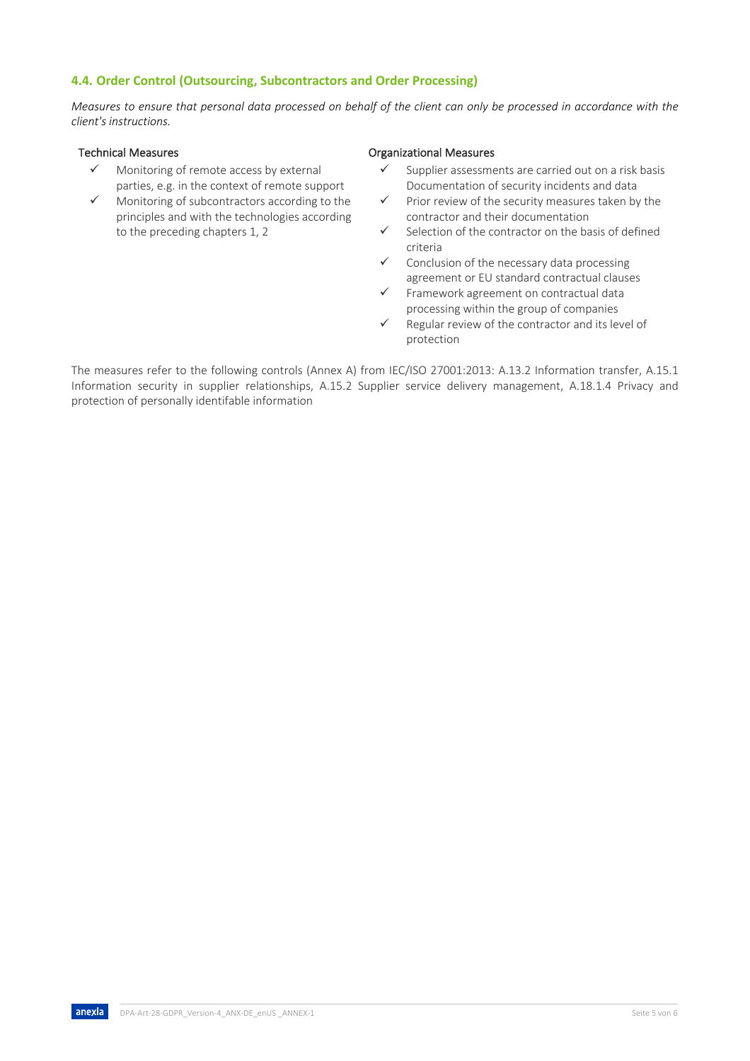### 4.4. Order Control (Outsourcing, Subcontractors and Order Processing)

*Measures to ensure that personal data processed on behalf of the client can only be processed in accordance with the client's instructions.*

**Technical Measures**

- ✓ Monitoring of remote access by external parties, e.g. in the context of remote support
- ✓ Monitoring of subcontractors according to the principles and with the technologies according to the preceding chapters 1, 2

**Organizational Measures**

- ✓ Supplier assessments are carried out on a risk basis Documentation of security incidents and data
- ✓ Prior review of the security measures taken by the contractor and their documentation
- ✓ Selection of the contractor on the basis of defined criteria
- ✓ Conclusion of the necessary data processing agreement or EU standard contractual clauses
- ✓ Framework agreement on contractual data processing within the group of companies
- ✓ Regular review of the contractor and its level of protection

The measures refer to the following controls (Annex A) from IEC/ISO 27001:2013: A.13.2 Information transfer, A.15.1 Information security in supplier relationships, A.15.2 Supplier service delivery management, A.18.1.4 Privacy and protection of personally identifable information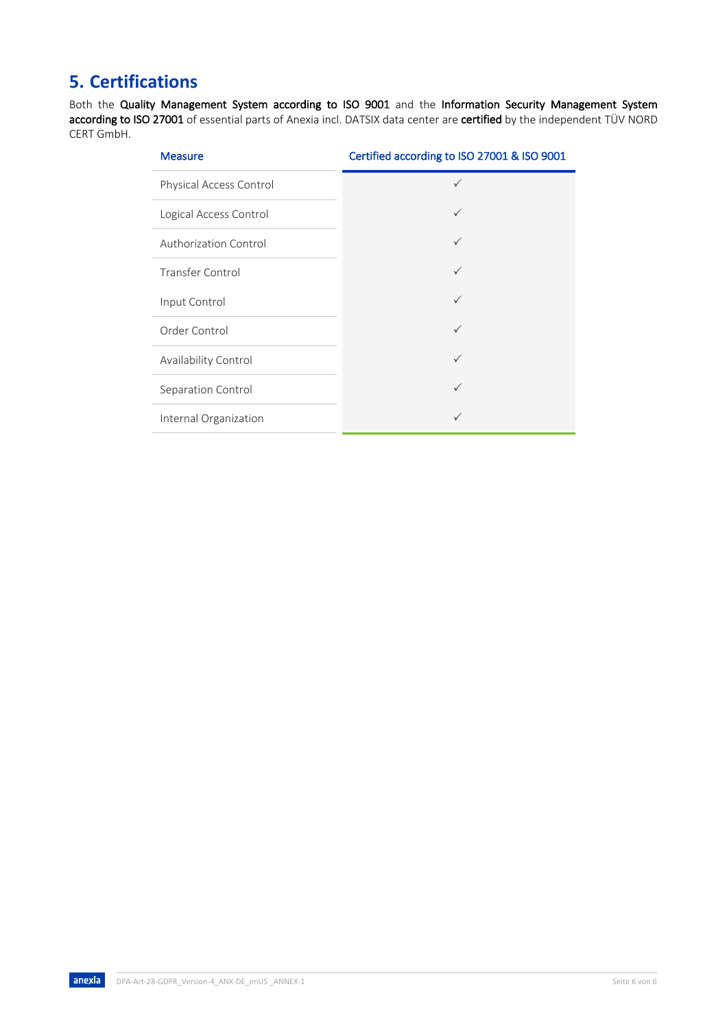## 5. Certifications

Both the **Quality Management System according to ISO 9001** and the **Information Security Management System according to ISO 27001** of essential parts of Anexia incl. DATSIX data center are **certified** by the independent TÜV NORD CERT GmbH.

| Measure | Certified according to ISO 27001 & ISO 9001 |
|---|---|
| Physical Access Control | ✓ |
| Logical Access Control | ✓ |
| Authorization Control | ✓ |
| Transfer Control | ✓ |
| Input Control | ✓ |
| Order Control | ✓ |
| Availability Control | ✓ |
| Separation Control | ✓ |
| Internal Organization | ✓ |